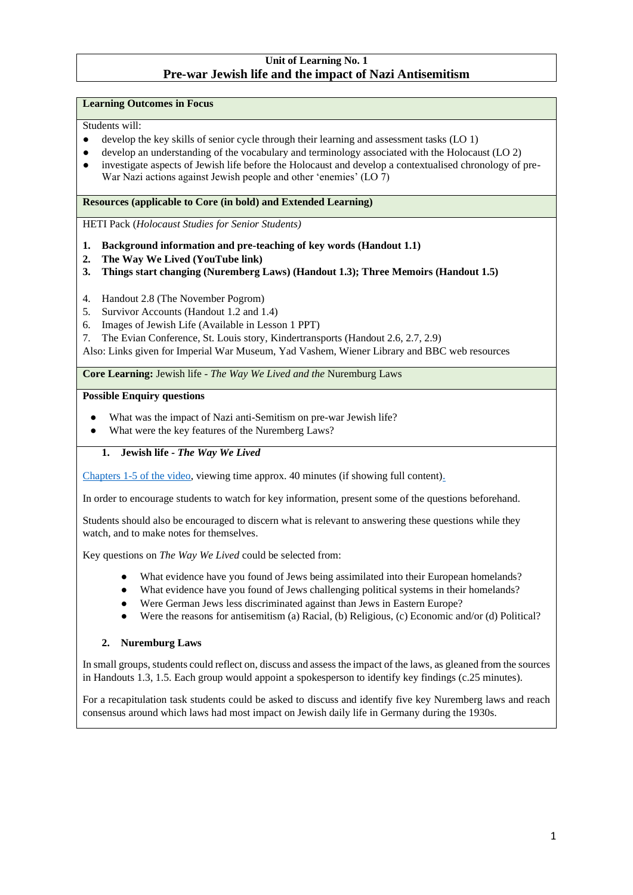## Unit of Learning No. 1
# Pre-war Jewish life and the impact of Nazi Antisemitism

**Learning Outcomes in Focus**

Students will:

- develop the key skills of senior cycle through their learning and assessment tasks (LO 1)
- develop an understanding of the vocabulary and terminology associated with the Holocaust (LO 2)
- investigate aspects of Jewish life before the Holocaust and develop a contextualised chronology of pre-War Nazi actions against Jewish people and other 'enemies' (LO 7)

**Resources (applicable to Core (in bold) and Extended Learning)**

HETI Pack (*Holocaust Studies for Senior Students*)

1. **Background information and pre-teaching of key words (Handout 1.1)**
2. **The Way We Lived (YouTube link)**
3. **Things start changing (Nuremberg Laws) (Handout 1.3); Three Memoirs (Handout 1.5)**

4. Handout 2.8 (The November Pogrom)
5. Survivor Accounts (Handout 1.2 and 1.4)
6. Images of Jewish Life (Available in Lesson 1 PPT)
7. The Evian Conference, St. Louis story, Kindertransports (Handout 2.6, 2.7, 2.9)

Also: Links given for Imperial War Museum, Yad Vashem, Wiener Library and BBC web resources

**Core Learning:** Jewish life - *The Way We Lived and the* Nuremburg Laws

**Possible Enquiry questions**

- What was the impact of Nazi anti-Semitism on pre-war Jewish life?
- What were the key features of the Nuremberg Laws?

### 1. Jewish life - *The Way We Lived*

Chapters 1-5 of the video, viewing time approx. 40 minutes (if showing full content).

In order to encourage students to watch for key information, present some of the questions beforehand.

Students should also be encouraged to discern what is relevant to answering these questions while they watch, and to make notes for themselves.

Key questions on *The Way We Lived* could be selected from:

- What evidence have you found of Jews being assimilated into their European homelands?
- What evidence have you found of Jews challenging political systems in their homelands?
- Were German Jews less discriminated against than Jews in Eastern Europe?
- Were the reasons for antisemitism (a) Racial, (b) Religious, (c) Economic and/or (d) Political?

### 2. Nuremburg Laws

In small groups, students could reflect on, discuss and assess the impact of the laws, as gleaned from the sources in Handouts 1.3, 1.5. Each group would appoint a spokesperson to identify key findings (c.25 minutes).

For a recapitulation task students could be asked to discuss and identify five key Nuremberg laws and reach consensus around which laws had most impact on Jewish daily life in Germany during the 1930s.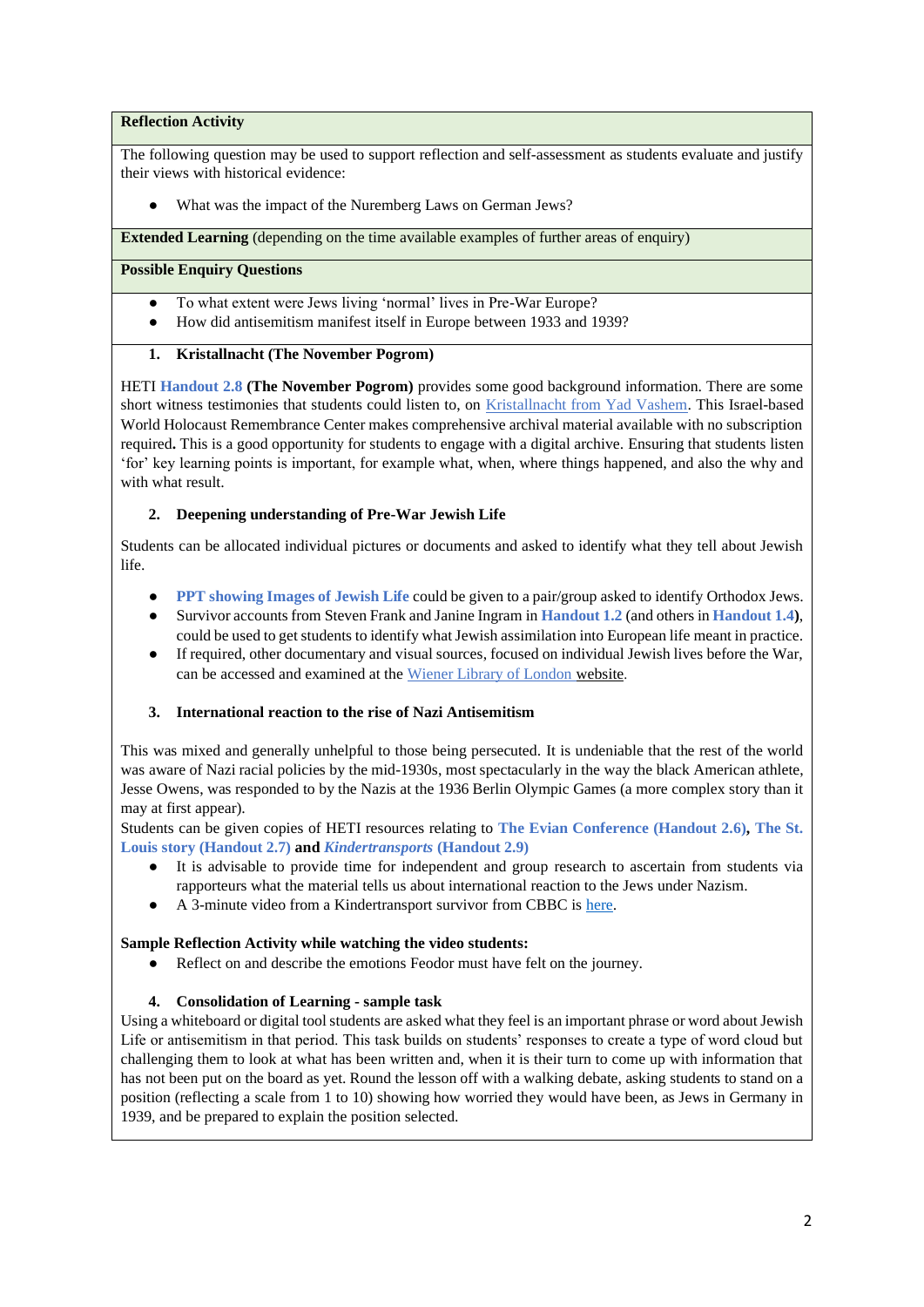**Reflection Activity**

The following question may be used to support reflection and self-assessment as students evaluate and justify their views with historical evidence:

- What was the impact of the Nuremberg Laws on German Jews?

**Extended Learning** (depending on the time available examples of further areas of enquiry)

**Possible Enquiry Questions**

- To what extent were Jews living 'normal' lives in Pre-War Europe?
- How did antisemitism manifest itself in Europe between 1933 and 1939?

**1. Kristallnacht (The November Pogrom)**

HETI **Handout 2.8 (The November Pogrom)** provides some good background information. There are some short witness testimonies that students could listen to, on Kristallnacht from Yad Vashem. This Israel-based World Holocaust Remembrance Center makes comprehensive archival material available with no subscription required**.** This is a good opportunity for students to engage with a digital archive. Ensuring that students listen 'for' key learning points is important, for example what, when, where things happened, and also the why and with what result.

**2. Deepening understanding of Pre-War Jewish Life**

Students can be allocated individual pictures or documents and asked to identify what they tell about Jewish life.

- **PPT showing Images of Jewish Life** could be given to a pair/group asked to identify Orthodox Jews.
- Survivor accounts from Steven Frank and Janine Ingram in **Handout 1.2** (and others in **Handout 1.4**), could be used to get students to identify what Jewish assimilation into European life meant in practice.
- If required, other documentary and visual sources, focused on individual Jewish lives before the War, can be accessed and examined at the Wiener Library of London website.

**3. International reaction to the rise of Nazi Antisemitism**

This was mixed and generally unhelpful to those being persecuted. It is undeniable that the rest of the world was aware of Nazi racial policies by the mid-1930s, most spectacularly in the way the black American athlete, Jesse Owens, was responded to by the Nazis at the 1936 Berlin Olympic Games (a more complex story than it may at first appear).

Students can be given copies of HETI resources relating to **The Evian Conference (Handout 2.6), The St. Louis story (Handout 2.7) and *Kindertransports* (Handout 2.9)**

- It is advisable to provide time for independent and group research to ascertain from students via rapporteurs what the material tells us about international reaction to the Jews under Nazism.
- A 3-minute video from a Kindertransport survivor from CBBC is here.

**Sample Reflection Activity while watching the video students:**

- Reflect on and describe the emotions Feodor must have felt on the journey.

**4. Consolidation of Learning - sample task**

Using a whiteboard or digital tool students are asked what they feel is an important phrase or word about Jewish Life or antisemitism in that period. This task builds on students' responses to create a type of word cloud but challenging them to look at what has been written and, when it is their turn to come up with information that has not been put on the board as yet. Round the lesson off with a walking debate, asking students to stand on a position (reflecting a scale from 1 to 10) showing how worried they would have been, as Jews in Germany in 1939, and be prepared to explain the position selected.